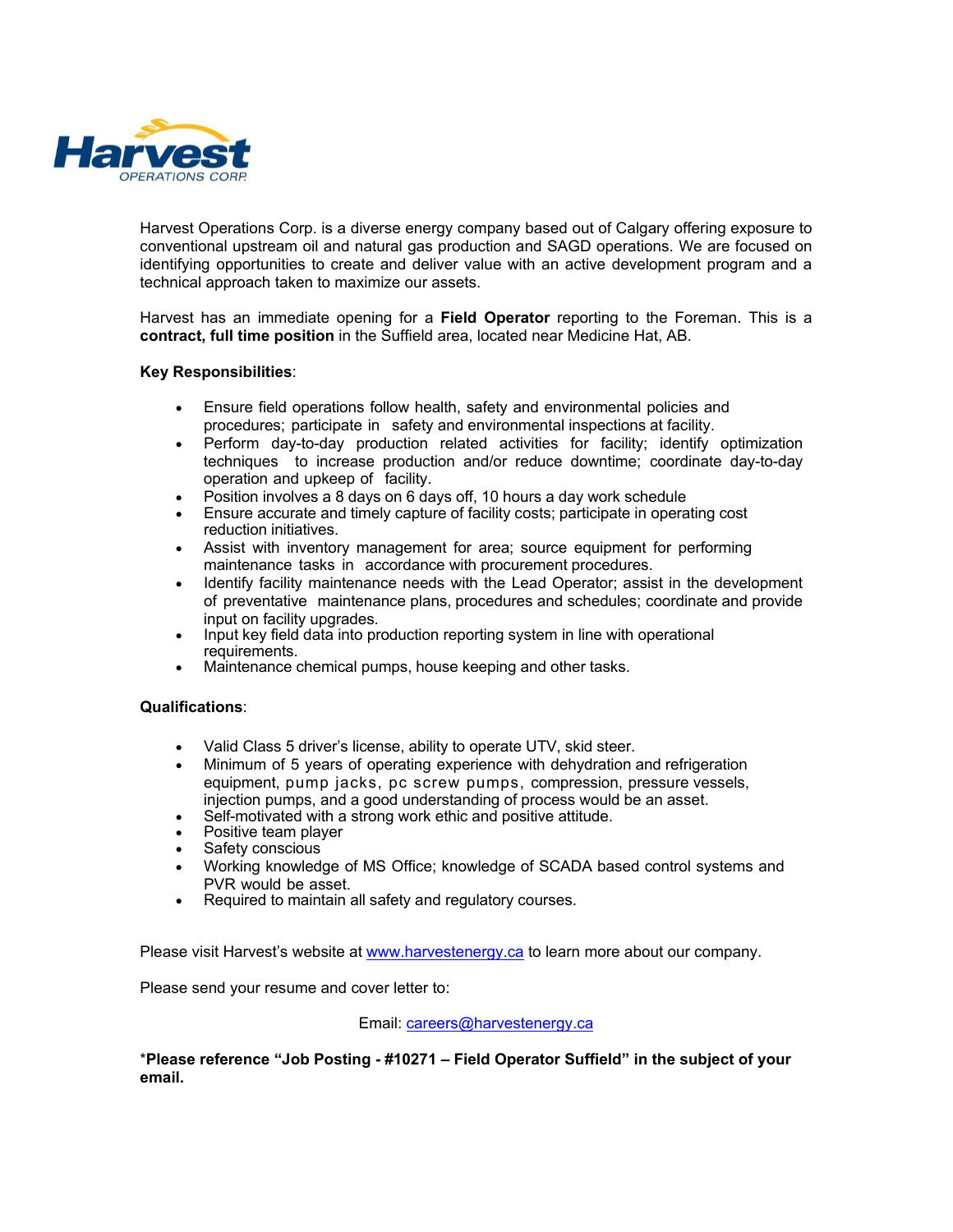Harvest
OPERATIONS CORP.

Harvest Operations Corp. is a diverse energy company based out of Calgary offering exposure to conventional upstream oil and natural gas production and SAGD operations. We are focused on identifying opportunities to create and deliver value with an active development program and a technical approach taken to maximize our assets.

Harvest has an immediate opening for a **Field Operator** reporting to the Foreman. This is a **contract, full time position** in the Suffield area, located near Medicine Hat, AB.

**Key Responsibilities**:

- Ensure field operations follow health, safety and environmental policies and procedures; participate in safety and environmental inspections at facility.
- Perform day-to-day production related activities for facility; identify optimization techniques to increase production and/or reduce downtime; coordinate day-to-day operation and upkeep of facility.
- Position involves a 8 days on 6 days off, 10 hours a day work schedule
- Ensure accurate and timely capture of facility costs; participate in operating cost reduction initiatives.
- Assist with inventory management for area; source equipment for performing maintenance tasks in accordance with procurement procedures.
- Identify facility maintenance needs with the Lead Operator; assist in the development of preventative maintenance plans, procedures and schedules; coordinate and provide input on facility upgrades.
- Input key field data into production reporting system in line with operational requirements.
- Maintenance chemical pumps, house keeping and other tasks.

**Qualifications**:

- Valid Class 5 driver's license, ability to operate UTV, skid steer.
- Minimum of 5 years of operating experience with dehydration and refrigeration equipment, pump jacks, pc screw pumps, compression, pressure vessels, injection pumps, and a good understanding of process would be an asset.
- Self-motivated with a strong work ethic and positive attitude.
- Positive team player
- Safety conscious
- Working knowledge of MS Office; knowledge of SCADA based control systems and PVR would be asset.
- Required to maintain all safety and regulatory courses.

Please visit Harvest's website at www.harvestenergy.ca to learn more about our company.

Please send your resume and cover letter to:

Email: careers@harvestenergy.ca

***Please reference "Job Posting - #10271 – Field Operator Suffield" in the subject of your email.**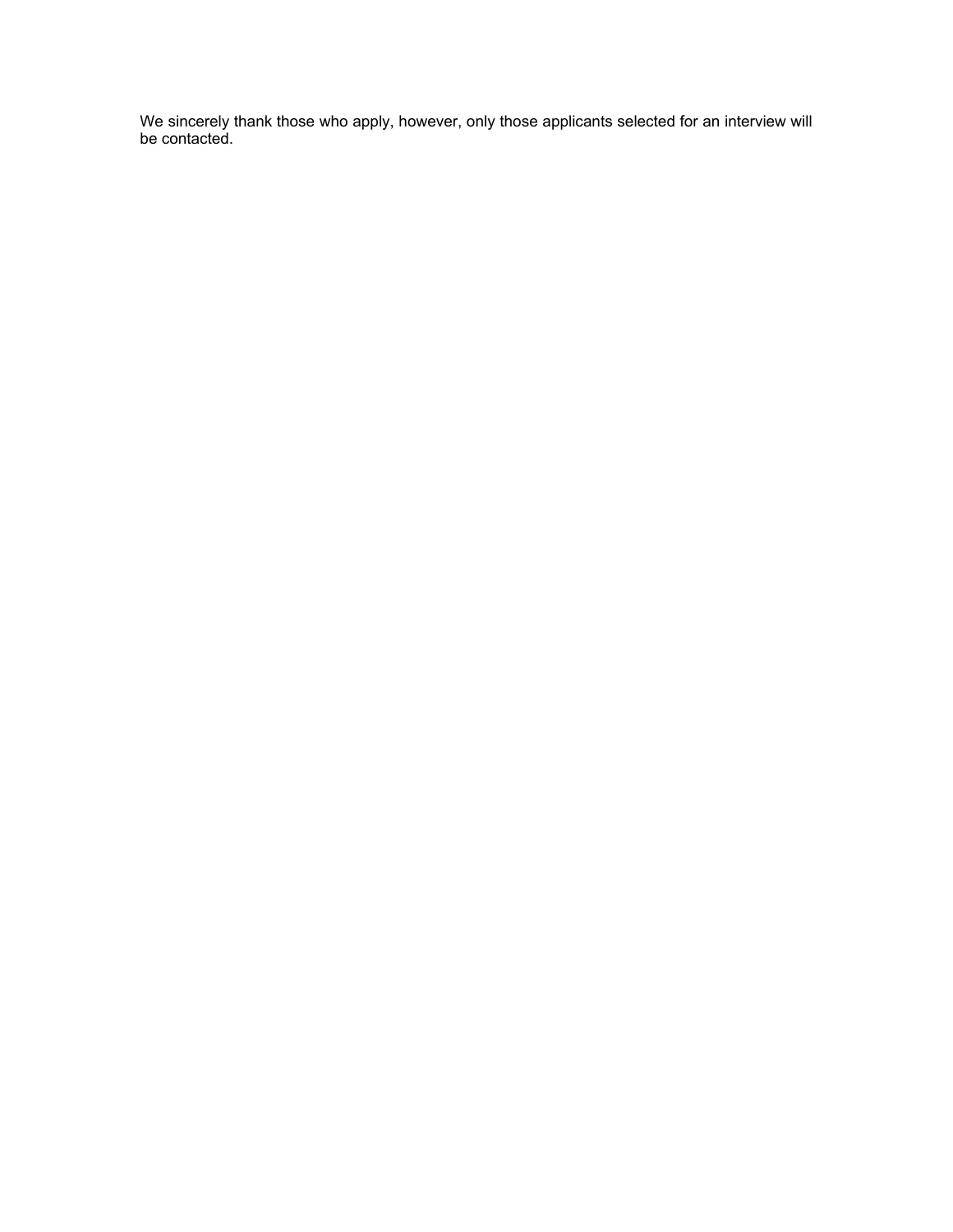We sincerely thank those who apply, however, only those applicants selected for an interview will be contacted.